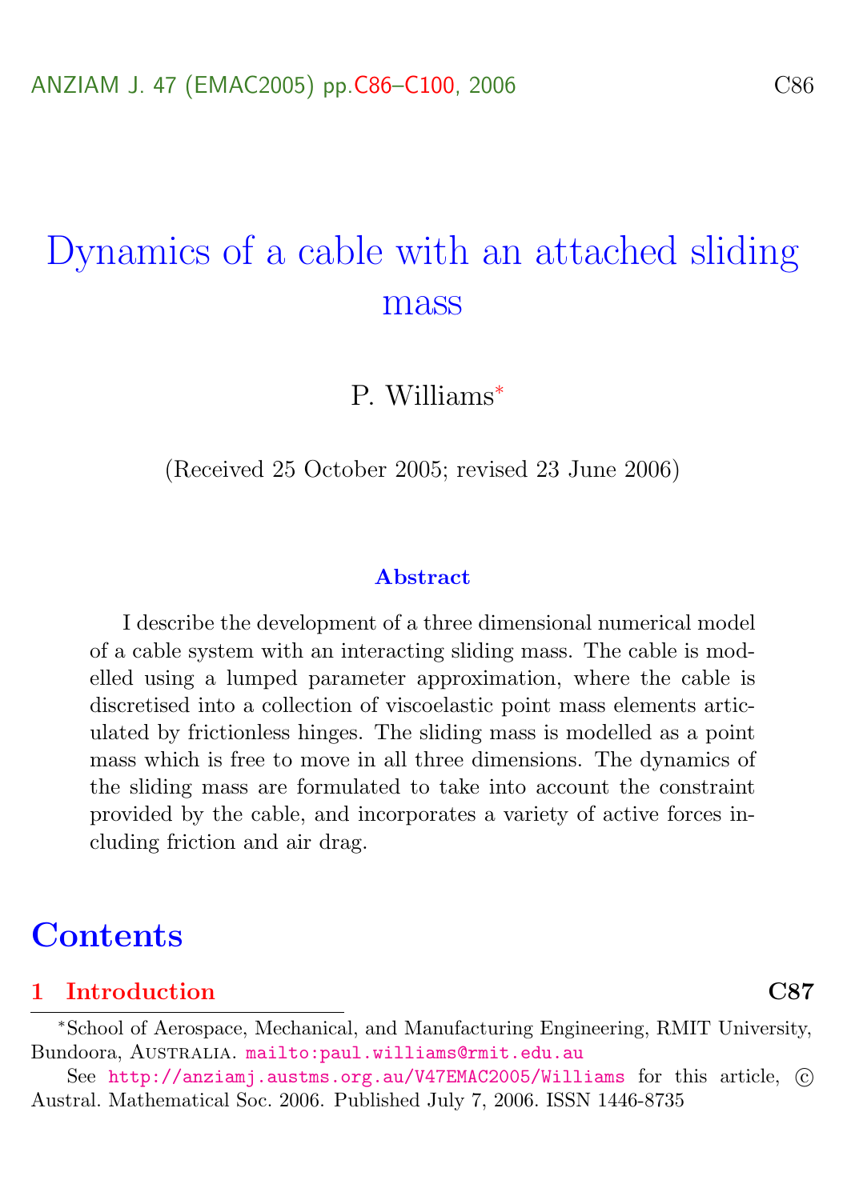# Dynamics of a cable with an attached sliding mass

P. Williams[*]

(Received 25 October 2005; revised 23 June 2006)

### Abstract

I describe the development of a three dimensional numerical model of a cable system with an interacting sliding mass. The cable is modelled using a lumped parameter approximation, where the cable is discretised into a collection of viscoelastic point mass elements articulated by frictionless hinges. The sliding mass is modelled as a point mass which is free to move in all three dimensions. The dynamics of the sliding mass are formulated to take into account the constraint provided by the cable, and incorporates a variety of active forces including friction and air drag.

## Contents

**1 Introduction** C87

[*]School of Aerospace, Mechanical, and Manufacturing Engineering, RMIT University, Bundoora, Australia. mailto:paul.williams@rmit.edu.au

See http://anziamj.austms.org.au/V47EMAC2005/Williams for this article, © Austral. Mathematical Soc. 2006. Published July 7, 2006. ISSN 1446-8735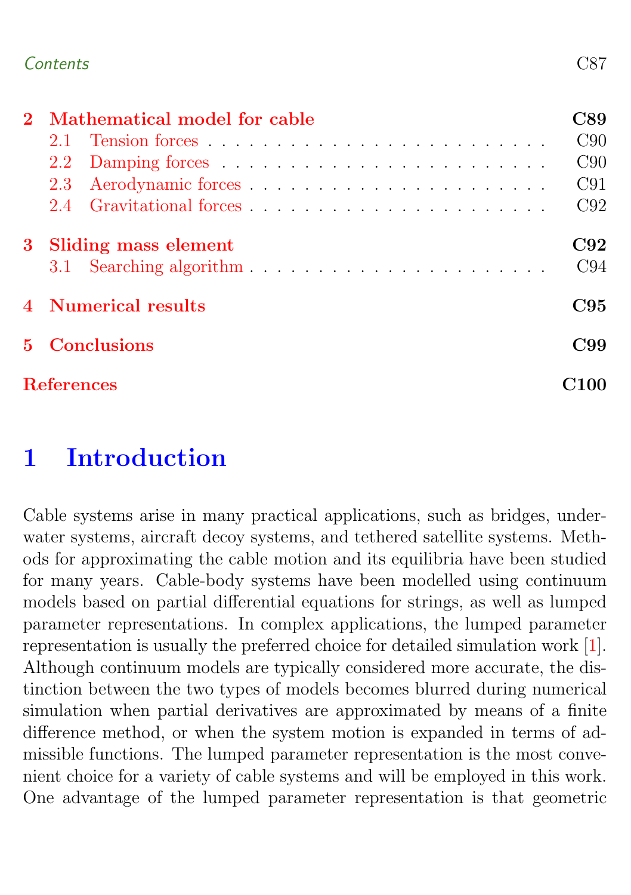2 Mathematical model for cable C89
- 2.1 Tension forces . . . C90
- 2.2 Damping forces . . . C90
- 2.3 Aerodynamic forces . . . C91
- 2.4 Gravitational forces . . . C92

3 Sliding mass element C92
- 3.1 Searching algorithm . . . C94

4 Numerical results C95

5 Conclusions C99

References C100

# 1 Introduction

Cable systems arise in many practical applications, such as bridges, underwater systems, aircraft decoy systems, and tethered satellite systems. Methods for approximating the cable motion and its equilibria have been studied for many years. Cable-body systems have been modelled using continuum models based on partial differential equations for strings, as well as lumped parameter representations. In complex applications, the lumped parameter representation is usually the preferred choice for detailed simulation work [1]. Although continuum models are typically considered more accurate, the distinction between the two types of models becomes blurred during numerical simulation when partial derivatives are approximated by means of a finite difference method, or when the system motion is expanded in terms of admissible functions. The lumped parameter representation is the most convenient choice for a variety of cable systems and will be employed in this work. One advantage of the lumped parameter representation is that geometric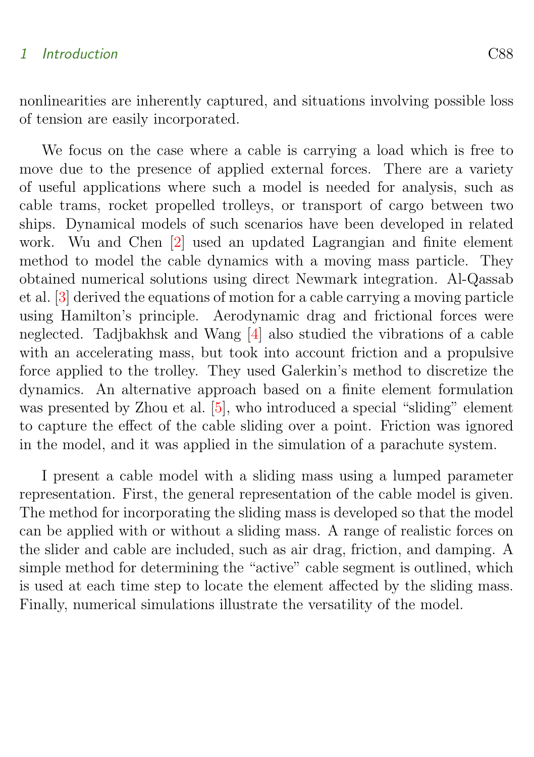nonlinearities are inherently captured, and situations involving possible loss of tension are easily incorporated.

We focus on the case where a cable is carrying a load which is free to move due to the presence of applied external forces. There are a variety of useful applications where such a model is needed for analysis, such as cable trams, rocket propelled trolleys, or transport of cargo between two ships. Dynamical models of such scenarios have been developed in related work. Wu and Chen [2] used an updated Lagrangian and finite element method to model the cable dynamics with a moving mass particle. They obtained numerical solutions using direct Newmark integration. Al-Qassab et al. [3] derived the equations of motion for a cable carrying a moving particle using Hamilton's principle. Aerodynamic drag and frictional forces were neglected. Tadjbakhsk and Wang [4] also studied the vibrations of a cable with an accelerating mass, but took into account friction and a propulsive force applied to the trolley. They used Galerkin's method to discretize the dynamics. An alternative approach based on a finite element formulation was presented by Zhou et al. [5], who introduced a special "sliding" element to capture the effect of the cable sliding over a point. Friction was ignored in the model, and it was applied in the simulation of a parachute system.

I present a cable model with a sliding mass using a lumped parameter representation. First, the general representation of the cable model is given. The method for incorporating the sliding mass is developed so that the model can be applied with or without a sliding mass. A range of realistic forces on the slider and cable are included, such as air drag, friction, and damping. A simple method for determining the "active" cable segment is outlined, which is used at each time step to locate the element affected by the sliding mass. Finally, numerical simulations illustrate the versatility of the model.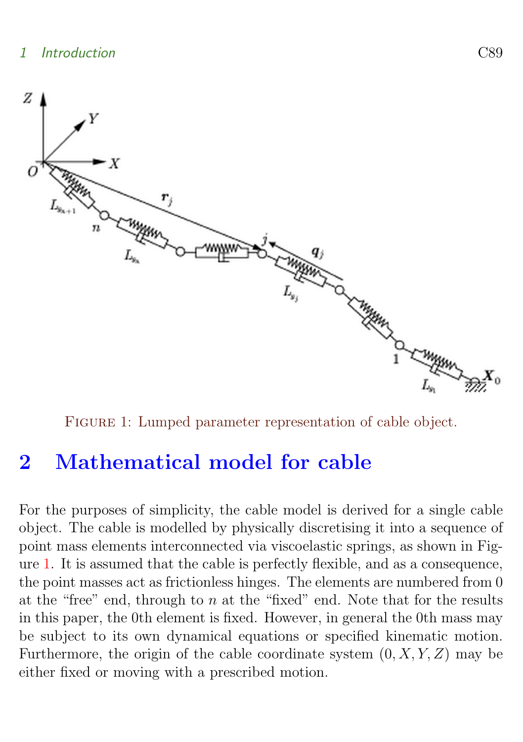FIGURE 1: Lumped parameter representation of cable object.

## 2 Mathematical model for cable

For the purposes of simplicity, the cable model is derived for a single cable object. The cable is modelled by physically discretising it into a sequence of point mass elements interconnected via viscoelastic springs, as shown in Figure 1. It is assumed that the cable is perfectly flexible, and as a consequence, the point masses act as frictionless hinges. The elements are numbered from 0 at the "free" end, through to $n$ at the "fixed" end. Note that for the results in this paper, the 0th element is fixed. However, in general the 0th mass may be subject to its own dynamical equations or specified kinematic motion. Furthermore, the origin of the cable coordinate system $(0, X, Y, Z)$ may be either fixed or moving with a prescribed motion.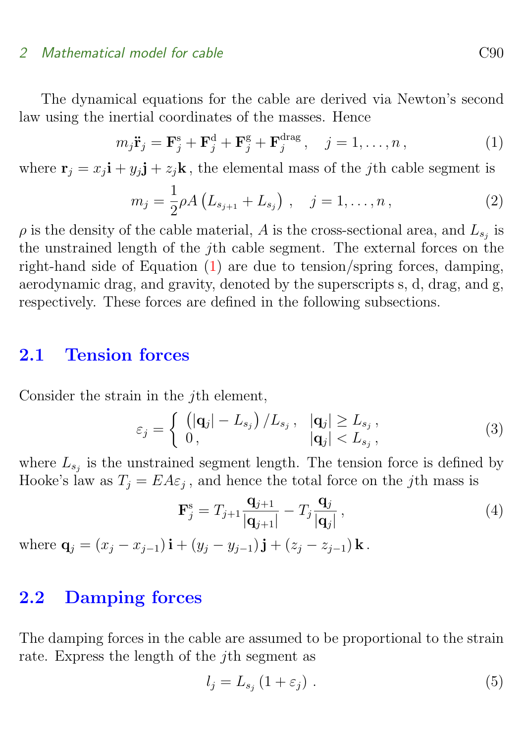The dynamical equations for the cable are derived via Newton's second law using the inertial coordinates of the masses. Hence

$$m_j \ddot{\mathbf{r}}_j = \mathbf{F}_j^{\mathrm{s}} + \mathbf{F}_j^{\mathrm{d}} + \mathbf{F}_j^{\mathrm{g}} + \mathbf{F}_j^{\mathrm{drag}} \,, \quad j = 1, \ldots, n \,, \tag{1}$$

where $\mathbf{r}_j = x_j \mathbf{i} + y_j \mathbf{j} + z_j \mathbf{k}$ , the elemental mass of the $j$th cable segment is

$$m_j = \frac{1}{2} \rho A \left( L_{s_{j+1}} + L_{s_j} \right) \,, \quad j = 1, \ldots, n \,, \tag{2}$$

$\rho$ is the density of the cable material, $A$ is the cross-sectional area, and $L_{s_j}$ is the unstrained length of the $j$th cable segment. The external forces on the right-hand side of Equation (1) are due to tension/spring forces, damping, aerodynamic drag, and gravity, denoted by the superscripts s, d, drag, and g, respectively. These forces are defined in the following subsections.

## 2.1 Tension forces

Consider the strain in the $j$th element,

$$\varepsilon_j = \begin{cases} \left( |\mathbf{q}_j| - L_{s_j} \right) / L_{s_j} \,, & |\mathbf{q}_j| \geq L_{s_j} \,, \\ 0 \,, & |\mathbf{q}_j| < L_{s_j} \,, \end{cases} \tag{3}$$

where $L_{s_j}$ is the unstrained segment length. The tension force is defined by Hooke's law as $T_j = EA\varepsilon_j$ , and hence the total force on the $j$th mass is

$$\mathbf{F}_j^{\mathrm{s}} = T_{j+1} \frac{\mathbf{q}_{j+1}}{|\mathbf{q}_{j+1}|} - T_j \frac{\mathbf{q}_j}{|\mathbf{q}_j|} \,, \tag{4}$$

where $\mathbf{q}_j = (x_j - x_{j-1}) \mathbf{i} + (y_j - y_{j-1}) \mathbf{j} + (z_j - z_{j-1}) \mathbf{k}$.

## 2.2 Damping forces

The damping forces in the cable are assumed to be proportional to the strain rate. Express the length of the $j$th segment as

$$l_j = L_{s_j} \left( 1 + \varepsilon_j \right) \,. \tag{5}$$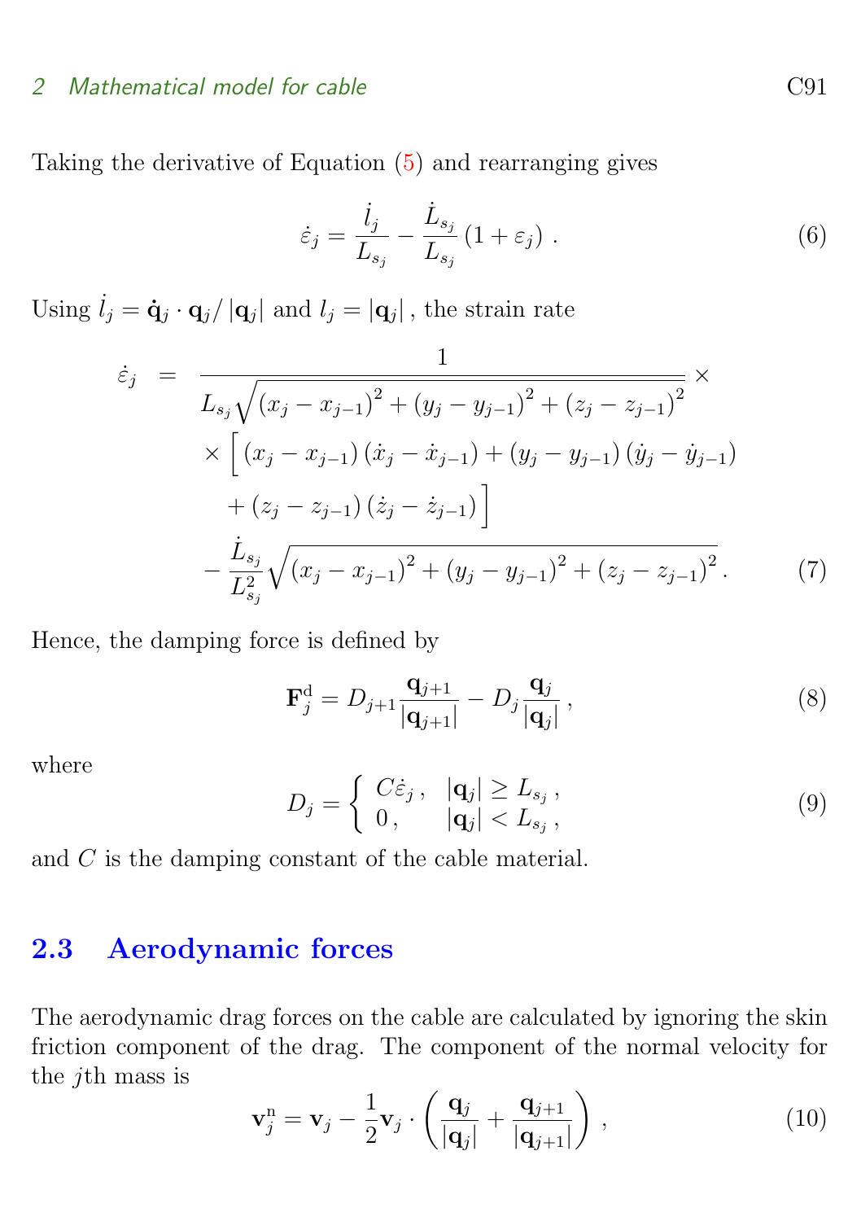Taking the derivative of Equation (5) and rearranging gives

$$\dot{\varepsilon}_j = \frac{\dot{l}_j}{L_{s_j}} - \frac{\dot{L}_{s_j}}{L_{s_j}} \left(1 + \varepsilon_j\right) . \tag{6}$$

Using $\dot{l}_j = \dot{\mathbf{q}}_j \cdot \mathbf{q}_j / \left|\mathbf{q}_j\right|$ and $l_j = \left|\mathbf{q}_j\right|$ , the strain rate

$$\begin{aligned}
\dot{\varepsilon}_j \;\; = \;\; & \frac{1}{L_{s_j}\sqrt{\left(x_j - x_{j-1}\right)^2 + \left(y_j - y_{j-1}\right)^2 + \left(z_j - z_{j-1}\right)^2}} \times \\
& \times \Big[ \left(x_j - x_{j-1}\right)\left(\dot{x}_j - \dot{x}_{j-1}\right) + \left(y_j - y_{j-1}\right)\left(\dot{y}_j - \dot{y}_{j-1}\right) \\
& \quad + \left(z_j - z_{j-1}\right)\left(\dot{z}_j - \dot{z}_{j-1}\right) \Big] \\
& - \frac{\dot{L}_{s_j}}{L_{s_j}^2}\sqrt{\left(x_j - x_{j-1}\right)^2 + \left(y_j - y_{j-1}\right)^2 + \left(z_j - z_{j-1}\right)^2} \, .
\end{aligned} \tag{7}$$

Hence, the damping force is defined by

$$\mathbf{F}^{\mathrm{d}}_j = D_{j+1}\frac{\mathbf{q}_{j+1}}{\left|\mathbf{q}_{j+1}\right|} - D_j\frac{\mathbf{q}_j}{\left|\mathbf{q}_j\right|} \, , \tag{8}$$

where

$$D_j = \begin{cases} C\dot{\varepsilon}_j \, , & \left|\mathbf{q}_j\right| \geq L_{s_j} \, , \\ 0 \, , & \left|\mathbf{q}_j\right| < L_{s_j} \, , \end{cases} \tag{9}$$

and $C$ is the damping constant of the cable material.

## 2.3 Aerodynamic forces

The aerodynamic drag forces on the cable are calculated by ignoring the skin friction component of the drag. The component of the normal velocity for the $j$th mass is

$$\mathbf{v}^{\mathrm{n}}_j = \mathbf{v}_j - \frac{1}{2}\mathbf{v}_j \cdot \left(\frac{\mathbf{q}_j}{\left|\mathbf{q}_j\right|} + \frac{\mathbf{q}_{j+1}}{\left|\mathbf{q}_{j+1}\right|}\right) \, , \tag{10}$$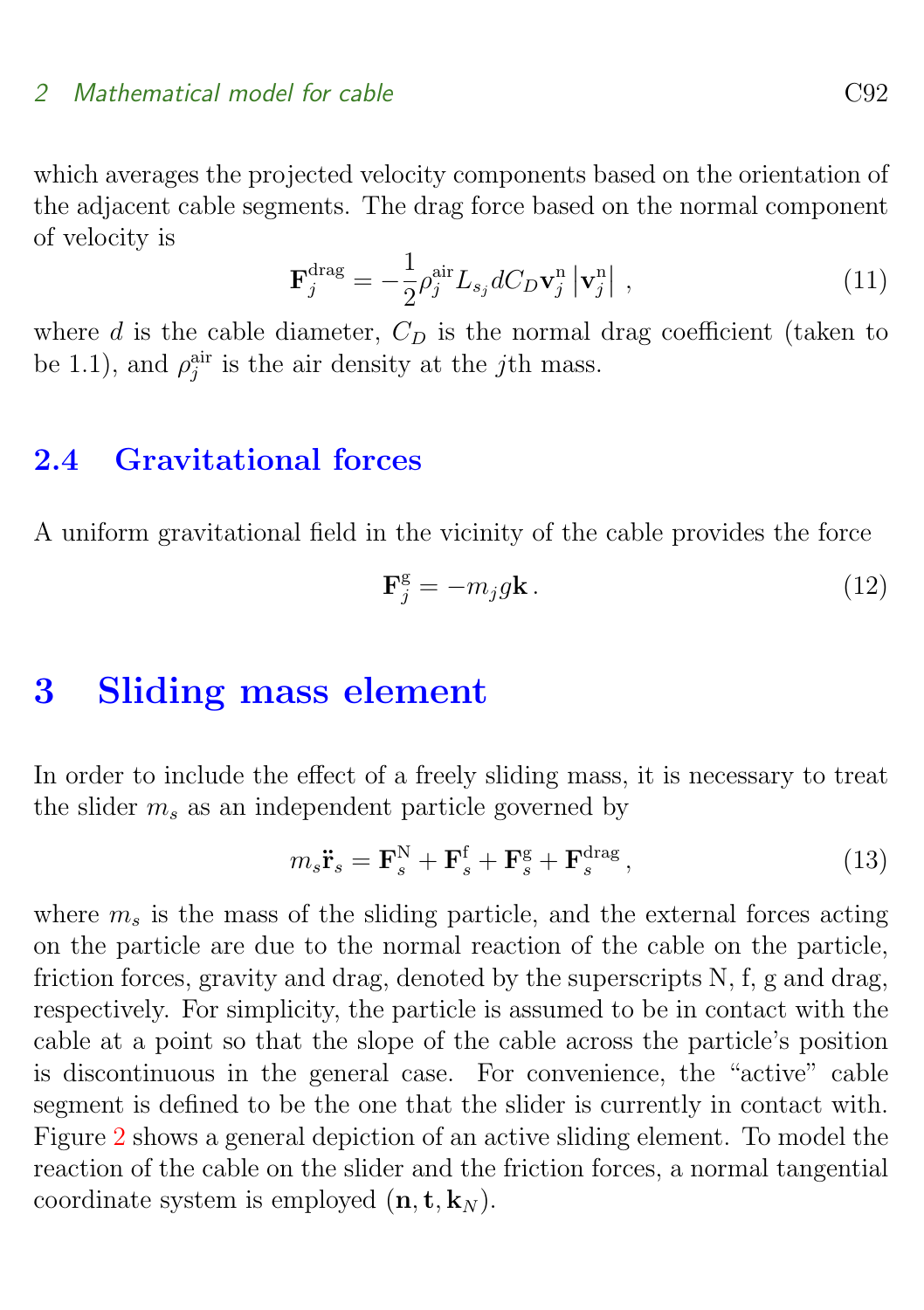which averages the projected velocity components based on the orientation of the adjacent cable segments. The drag force based on the normal component of velocity is

$$\mathbf{F}_j^{\text{drag}} = -\frac{1}{2}\rho_j^{\text{air}} L_{s_j} d C_D \mathbf{v}_j^{\text{n}} \left|\mathbf{v}_j^{\text{n}}\right| \,, \tag{11}$$

where $d$ is the cable diameter, $C_D$ is the normal drag coefficient (taken to be 1.1), and $\rho_j^{\text{air}}$ is the air density at the $j$th mass.

### 2.4 Gravitational forces

A uniform gravitational field in the vicinity of the cable provides the force

$$\mathbf{F}_j^{\text{g}} = -m_j g \mathbf{k} \,. \tag{12}$$

## 3 Sliding mass element

In order to include the effect of a freely sliding mass, it is necessary to treat the slider $m_s$ as an independent particle governed by

$$m_s \ddot{\mathbf{r}}_s = \mathbf{F}_s^{\text{N}} + \mathbf{F}_s^{\text{f}} + \mathbf{F}_s^{\text{g}} + \mathbf{F}_s^{\text{drag}} \,, \tag{13}$$

where $m_s$ is the mass of the sliding particle, and the external forces acting on the particle are due to the normal reaction of the cable on the particle, friction forces, gravity and drag, denoted by the superscripts N, f, g and drag, respectively. For simplicity, the particle is assumed to be in contact with the cable at a point so that the slope of the cable across the particle's position is discontinuous in the general case. For convenience, the "active" cable segment is defined to be the one that the slider is currently in contact with. Figure 2 shows a general depiction of an active sliding element. To model the reaction of the cable on the slider and the friction forces, a normal tangential coordinate system is employed $(\mathbf{n}, \mathbf{t}, \mathbf{k}_N)$.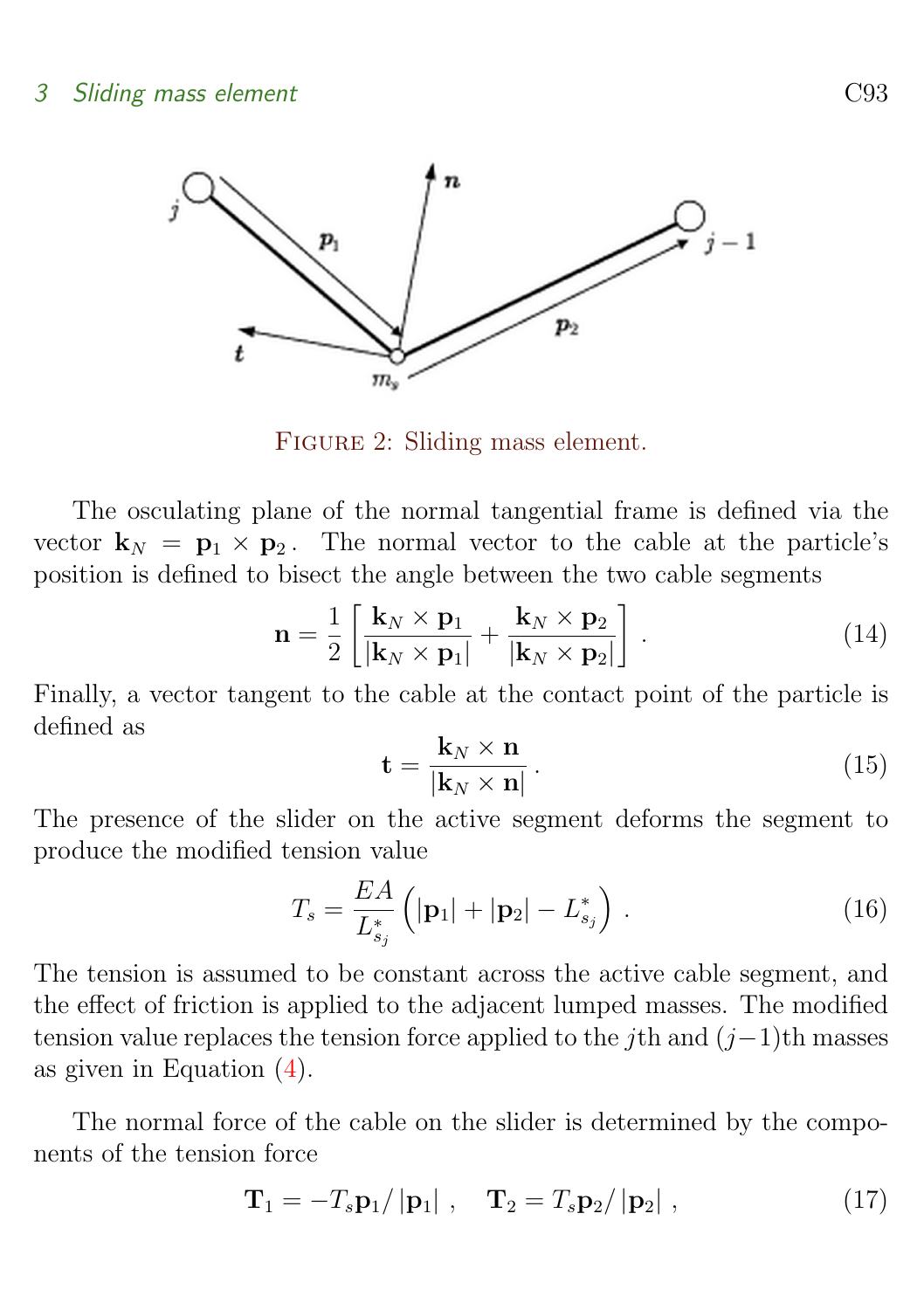j

$\boldsymbol{p}_1$

$\boldsymbol{n}$

$j-1$

$\boldsymbol{p}_2$

$\boldsymbol{t}$

$m_s$

Figure 2: Sliding mass element.

The osculating plane of the normal tangential frame is defined via the vector $\mathbf{k}_N = \mathbf{p}_1 \times \mathbf{p}_2$. The normal vector to the cable at the particle's position is defined to bisect the angle between the two cable segments

$$\mathbf{n} = \frac{1}{2}\left[\frac{\mathbf{k}_N \times \mathbf{p}_1}{|\mathbf{k}_N \times \mathbf{p}_1|} + \frac{\mathbf{k}_N \times \mathbf{p}_2}{|\mathbf{k}_N \times \mathbf{p}_2|}\right]. \tag{14}$$

Finally, a vector tangent to the cable at the contact point of the particle is defined as

$$\mathbf{t} = \frac{\mathbf{k}_N \times \mathbf{n}}{|\mathbf{k}_N \times \mathbf{n}|}. \tag{15}$$

The presence of the slider on the active segment deforms the segment to produce the modified tension value

$$T_s = \frac{EA}{L^*_{s_j}}\left(|\mathbf{p}_1| + |\mathbf{p}_2| - L^*_{s_j}\right). \tag{16}$$

The tension is assumed to be constant across the active cable segment, and the effect of friction is applied to the adjacent lumped masses. The modified tension value replaces the tension force applied to the $j$th and $(j-1)$th masses as given in Equation (4).

The normal force of the cable on the slider is determined by the components of the tension force

$$\mathbf{T}_1 = -T_s\mathbf{p}_1/|\mathbf{p}_1|\,, \quad \mathbf{T}_2 = T_s\mathbf{p}_2/|\mathbf{p}_2|\,, \tag{17}$$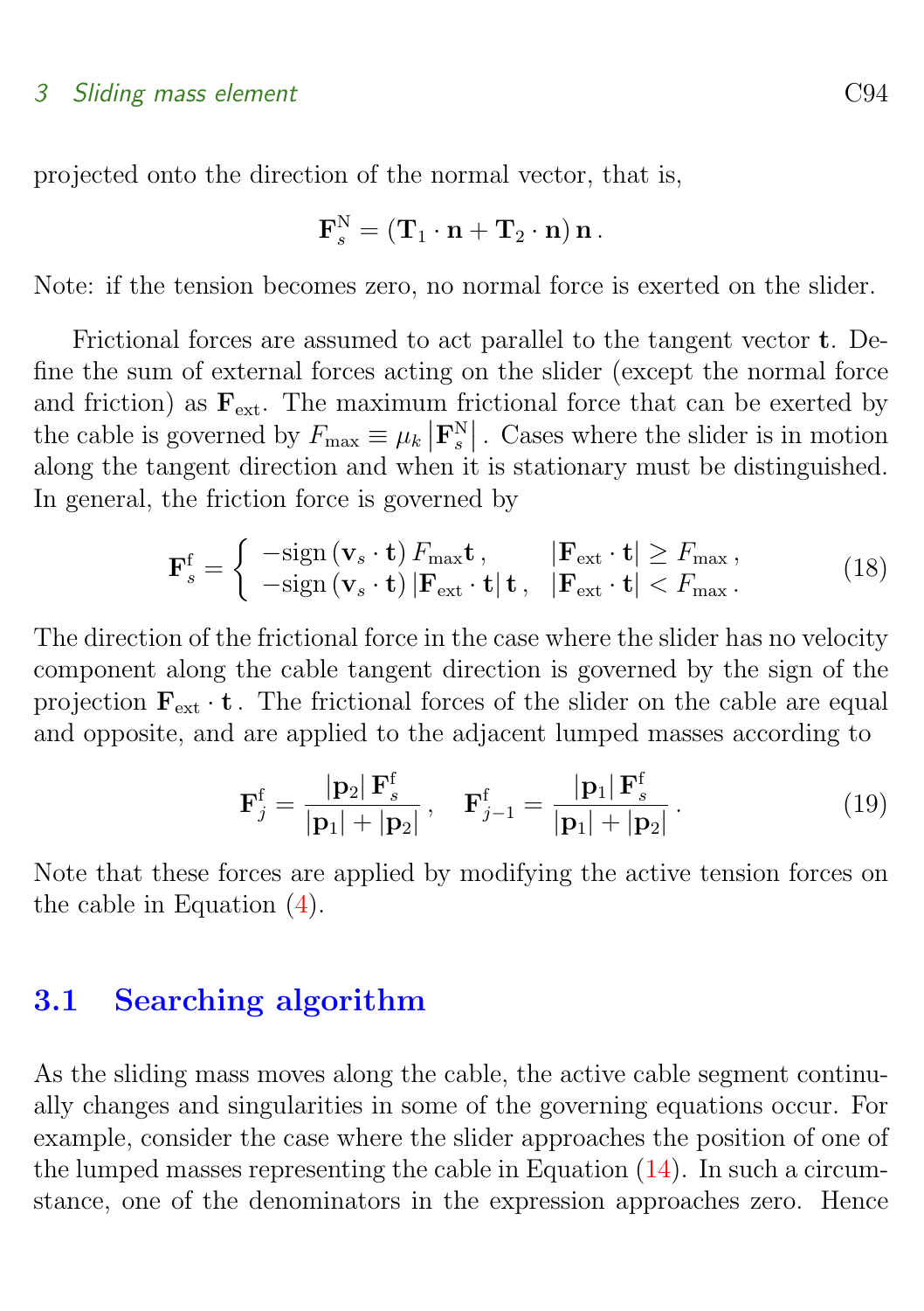projected onto the direction of the normal vector, that is,

$$\mathbf{F}_s^{\mathrm{N}} = (\mathbf{T}_1 \cdot \mathbf{n} + \mathbf{T}_2 \cdot \mathbf{n})\, \mathbf{n}\,.$$

Note: if the tension becomes zero, no normal force is exerted on the slider.

Frictional forces are assumed to act parallel to the tangent vector $\mathbf{t}$. Define the sum of external forces acting on the slider (except the normal force and friction) as $\mathbf{F}_{\mathrm{ext}}$. The maximum frictional force that can be exerted by the cable is governed by $F_{\max} \equiv \mu_k \left|\mathbf{F}_s^{\mathrm{N}}\right|$. Cases where the slider is in motion along the tangent direction and when it is stationary must be distinguished. In general, the friction force is governed by

$$\mathbf{F}_s^{\mathrm{f}} = \begin{cases} -\mathrm{sign}\,(\mathbf{v}_s \cdot \mathbf{t})\, F_{\max}\mathbf{t}\,, & |\mathbf{F}_{\mathrm{ext}} \cdot \mathbf{t}| \geq F_{\max}\,, \\ -\mathrm{sign}\,(\mathbf{v}_s \cdot \mathbf{t})\, |\mathbf{F}_{\mathrm{ext}} \cdot \mathbf{t}|\, \mathbf{t}\,, & |\mathbf{F}_{\mathrm{ext}} \cdot \mathbf{t}| < F_{\max}\,. \end{cases} \tag{18}$$

The direction of the frictional force in the case where the slider has no velocity component along the cable tangent direction is governed by the sign of the projection $\mathbf{F}_{\mathrm{ext}} \cdot \mathbf{t}$. The frictional forces of the slider on the cable are equal and opposite, and are applied to the adjacent lumped masses according to

$$\mathbf{F}_j^{\mathrm{f}} = \frac{|\mathbf{p}_2|\, \mathbf{F}_s^{\mathrm{f}}}{|\mathbf{p}_1| + |\mathbf{p}_2|}\,, \quad \mathbf{F}_{j-1}^{\mathrm{f}} = \frac{|\mathbf{p}_1|\, \mathbf{F}_s^{\mathrm{f}}}{|\mathbf{p}_1| + |\mathbf{p}_2|}\,. \tag{19}$$

Note that these forces are applied by modifying the active tension forces on the cable in Equation (4).

## 3.1 Searching algorithm

As the sliding mass moves along the cable, the active cable segment continually changes and singularities in some of the governing equations occur. For example, consider the case where the slider approaches the position of one of the lumped masses representing the cable in Equation (14). In such a circumstance, one of the denominators in the expression approaches zero. Hence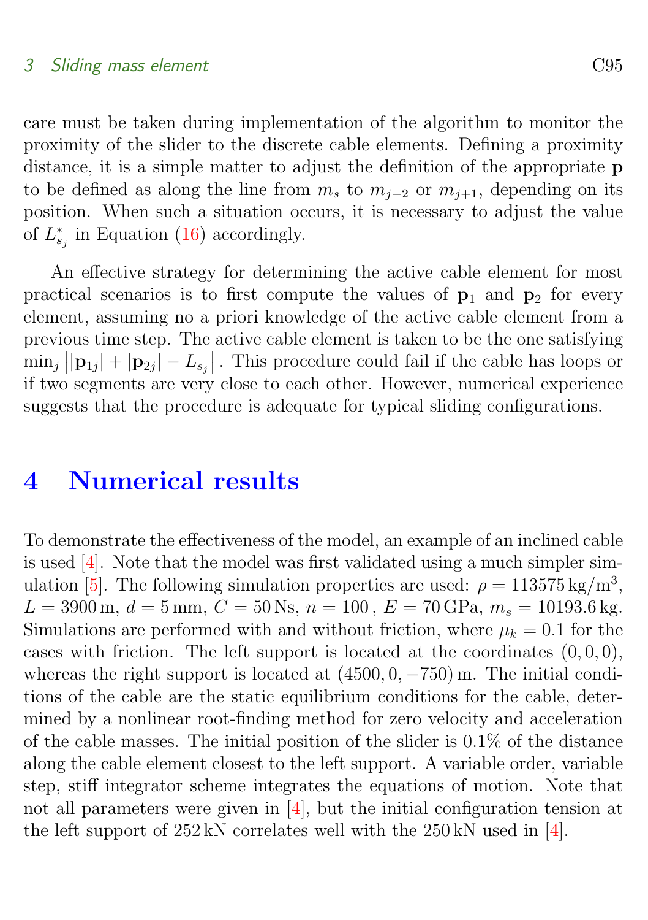care must be taken during implementation of the algorithm to monitor the proximity of the slider to the discrete cable elements. Defining a proximity distance, it is a simple matter to adjust the definition of the appropriate $\mathbf{p}$ to be defined as along the line from $m_s$ to $m_{j-2}$ or $m_{j+1}$, depending on its position. When such a situation occurs, it is necessary to adjust the value of $L^*_{s_j}$ in Equation (16) accordingly.

An effective strategy for determining the active cable element for most practical scenarios is to first compute the values of $\mathbf{p}_1$ and $\mathbf{p}_2$ for every element, assuming no a priori knowledge of the active cable element from a previous time step. The active cable element is taken to be the one satisfying $\min_j \left| |\mathbf{p}_{1j}| + |\mathbf{p}_{2j}| - L_{s_j} \right|$. This procedure could fail if the cable has loops or if two segments are very close to each other. However, numerical experience suggests that the procedure is adequate for typical sliding configurations.

# 4 Numerical results

To demonstrate the effectiveness of the model, an example of an inclined cable is used [4]. Note that the model was first validated using a much simpler simulation [5]. The following simulation properties are used: $\rho = 113575\,\mathrm{kg/m^3}$, $L = 3900\,\mathrm{m}$, $d = 5\,\mathrm{mm}$, $C = 50\,\mathrm{Ns}$, $n = 100$, $E = 70\,\mathrm{GPa}$, $m_s = 10193.6\,\mathrm{kg}$. Simulations are performed with and without friction, where $\mu_k = 0.1$ for the cases with friction. The left support is located at the coordinates $(0, 0, 0)$, whereas the right support is located at $(4500, 0, -750)\,\mathrm{m}$. The initial conditions of the cable are the static equilibrium conditions for the cable, determined by a nonlinear root-finding method for zero velocity and acceleration of the cable masses. The initial position of the slider is 0.1% of the distance along the cable element closest to the left support. A variable order, variable step, stiff integrator scheme integrates the equations of motion. Note that not all parameters were given in [4], but the initial configuration tension at the left support of 252 kN correlates well with the 250 kN used in [4].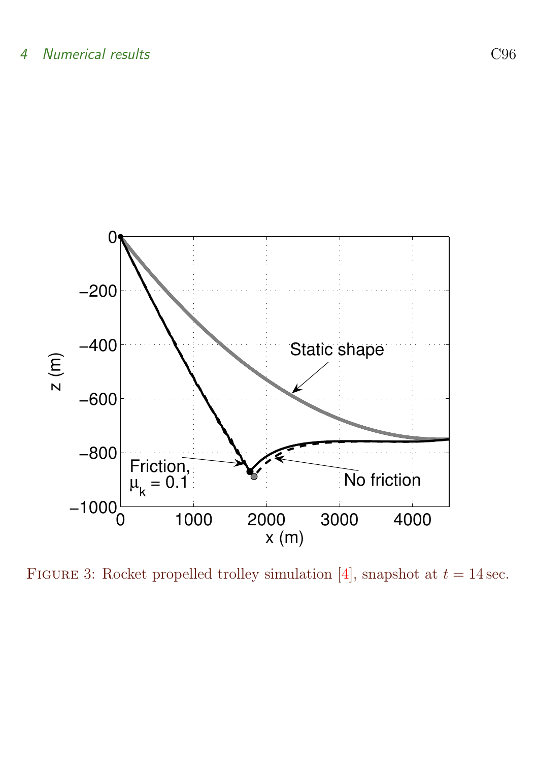0
−200
−400
−600
−800
−1000
z (m)
0
1000
2000
3000
4000
x (m)
Static shape
Friction,
$\mu_k$ = 0.1
No friction

Figure 3: Rocket propelled trolley simulation [4], snapshot at $t = 14\,\text{sec}$.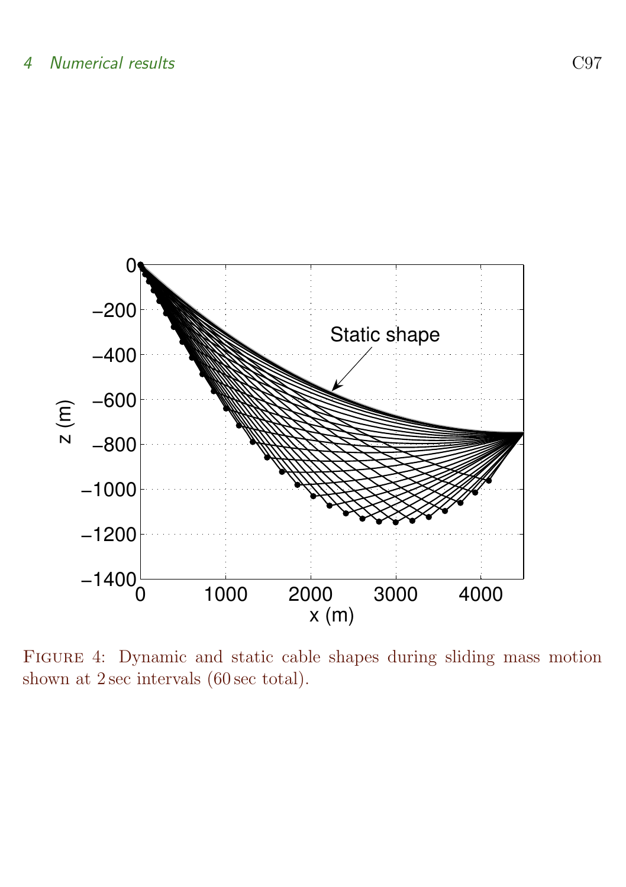Static shape

z (m)

0
−200
−400
−600
−800
−1000
−1200
−1400

0
1000
2000
3000
4000

x (m)

Figure 4: Dynamic and static cable shapes during sliding mass motion shown at 2 sec intervals (60 sec total).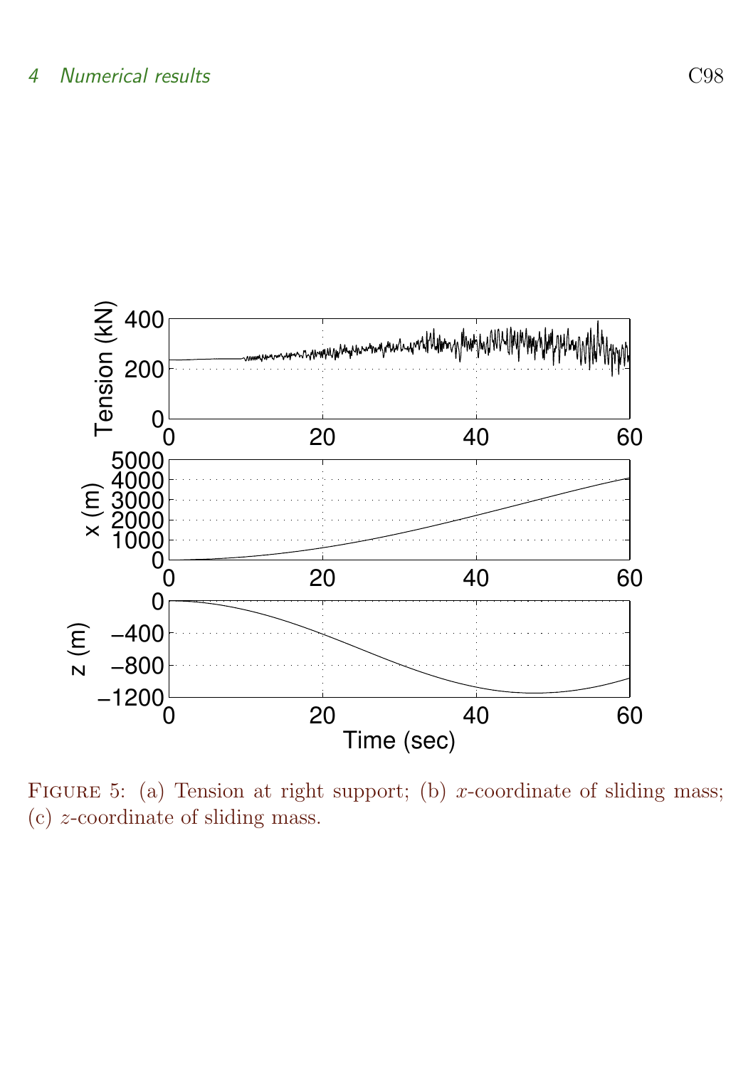Tension (kN)
400
200
0
0
20
40
60

x (m)
5000
4000
3000
2000
1000
0
0
20
40
60

z (m)
0
−400
−800
−1200
0
20
40
60
Time (sec)

Figure 5: (a) Tension at right support; (b) $x$-coordinate of sliding mass; (c) $z$-coordinate of sliding mass.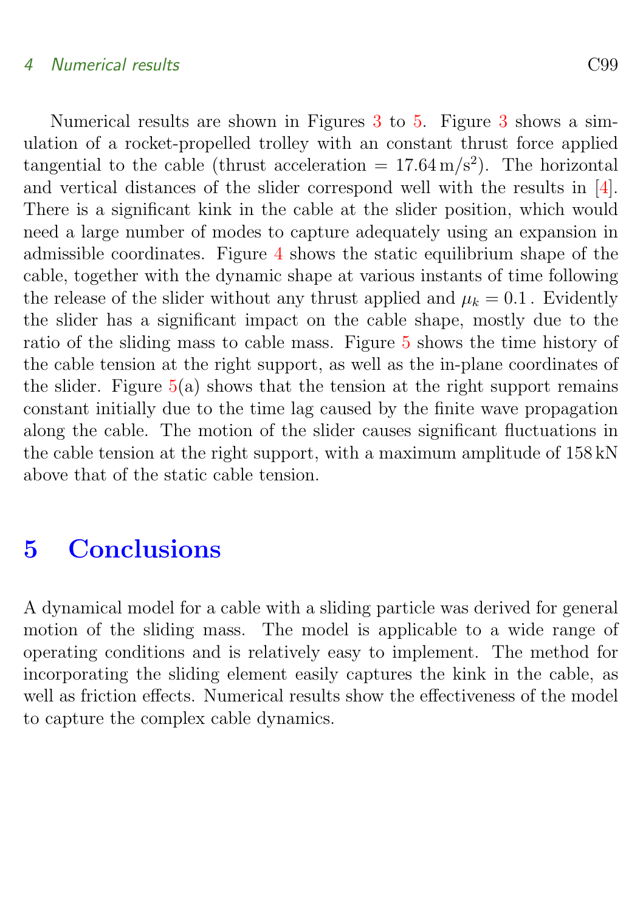Numerical results are shown in Figures 3 to 5. Figure 3 shows a simulation of a rocket-propelled trolley with an constant thrust force applied tangential to the cable (thrust acceleration = $17.64\,\mathrm{m/s^2}$). The horizontal and vertical distances of the slider correspond well with the results in [4]. There is a significant kink in the cable at the slider position, which would need a large number of modes to capture adequately using an expansion in admissible coordinates. Figure 4 shows the static equilibrium shape of the cable, together with the dynamic shape at various instants of time following the release of the slider without any thrust applied and $\mu_k = 0.1$. Evidently the slider has a significant impact on the cable shape, mostly due to the ratio of the sliding mass to cable mass. Figure 5 shows the time history of the cable tension at the right support, as well as the in-plane coordinates of the slider. Figure 5(a) shows that the tension at the right support remains constant initially due to the time lag caused by the finite wave propagation along the cable. The motion of the slider causes significant fluctuations in the cable tension at the right support, with a maximum amplitude of 158 kN above that of the static cable tension.

# 5 Conclusions

A dynamical model for a cable with a sliding particle was derived for general motion of the sliding mass. The model is applicable to a wide range of operating conditions and is relatively easy to implement. The method for incorporating the sliding element easily captures the kink in the cable, as well as friction effects. Numerical results show the effectiveness of the model to capture the complex cable dynamics.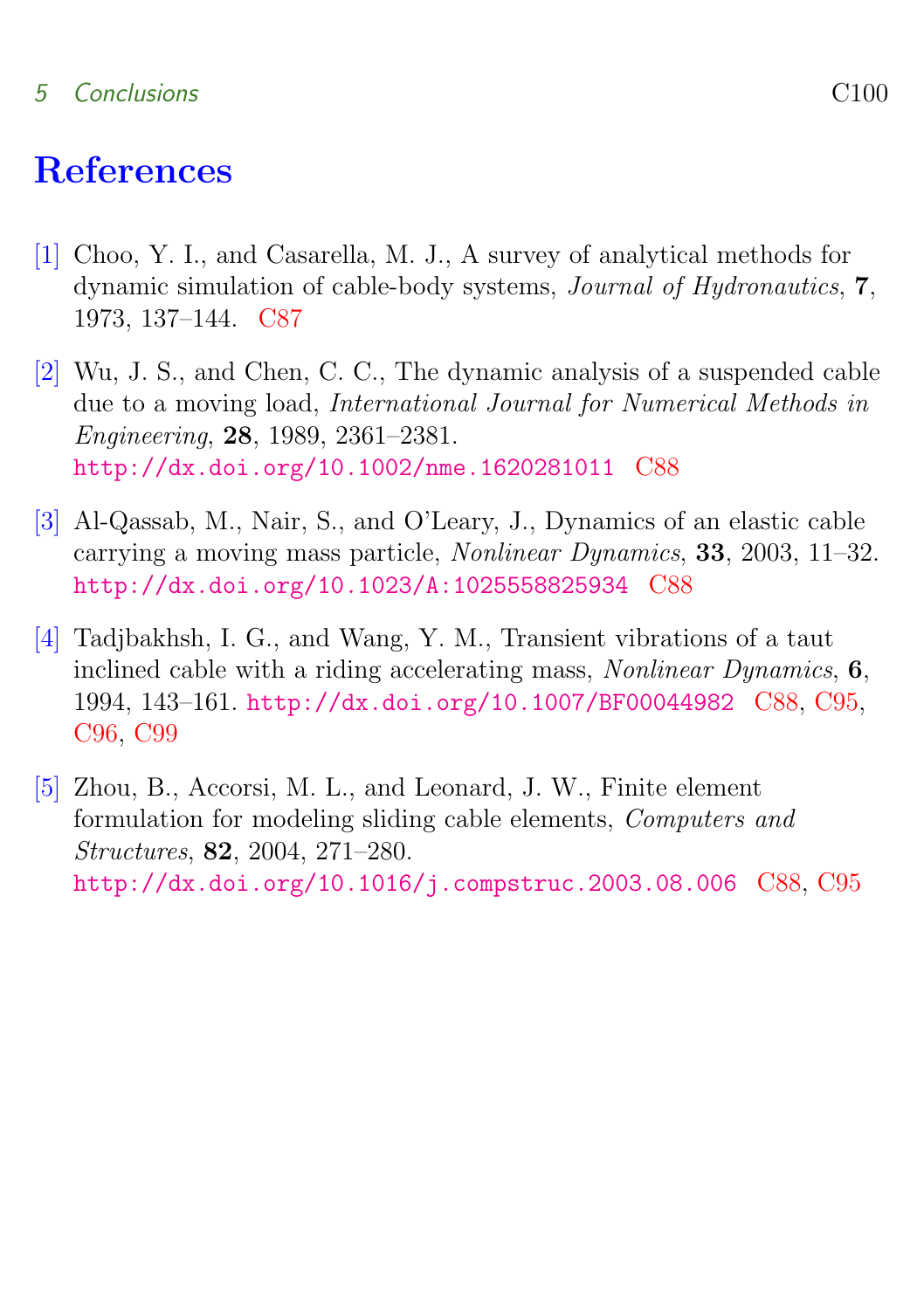# References

[1] Choo, Y. I., and Casarella, M. J., A survey of analytical methods for dynamic simulation of cable-body systems, *Journal of Hydronautics*, **7**, 1973, 137–144. C87

[2] Wu, J. S., and Chen, C. C., The dynamic analysis of a suspended cable due to a moving load, *International Journal for Numerical Methods in Engineering*, **28**, 1989, 2361–2381. http://dx.doi.org/10.1002/nme.1620281011 C88

[3] Al-Qassab, M., Nair, S., and O'Leary, J., Dynamics of an elastic cable carrying a moving mass particle, *Nonlinear Dynamics*, **33**, 2003, 11–32. http://dx.doi.org/10.1023/A:1025558825934 C88

[4] Tadjbakhsh, I. G., and Wang, Y. M., Transient vibrations of a taut inclined cable with a riding accelerating mass, *Nonlinear Dynamics*, **6**, 1994, 143–161. http://dx.doi.org/10.1007/BF00044982 C88, C95, C96, C99

[5] Zhou, B., Accorsi, M. L., and Leonard, J. W., Finite element formulation for modeling sliding cable elements, *Computers and Structures*, **82**, 2004, 271–280. http://dx.doi.org/10.1016/j.compstruc.2003.08.006 C88, C95